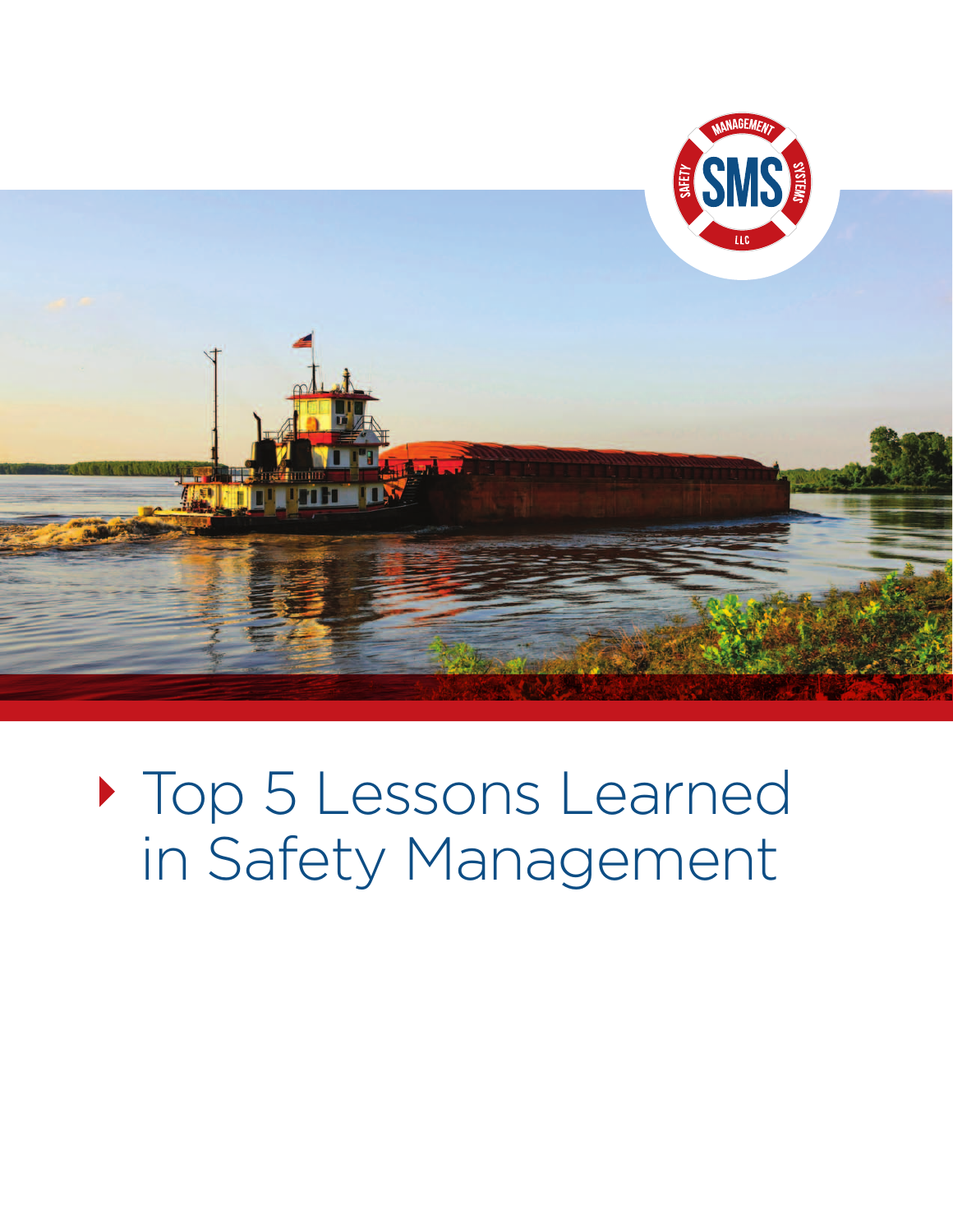# Top 5 Lessons Learned in Safety Management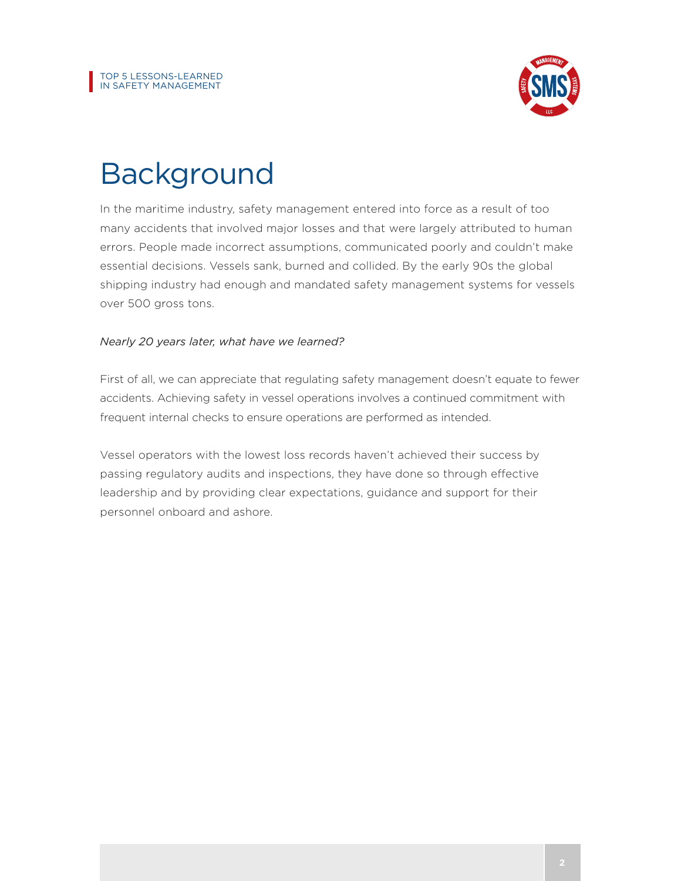# Background

In the maritime industry, safety management entered into force as a result of too many accidents that involved major losses and that were largely attributed to human errors. People made incorrect assumptions, communicated poorly and couldn't make essential decisions. Vessels sank, burned and collided. By the early 90s the global shipping industry had enough and mandated safety management systems for vessels over 500 gross tons.

*Nearly 20 years later, what have we learned?*

First of all, we can appreciate that regulating safety management doesn't equate to fewer accidents. Achieving safety in vessel operations involves a continued commitment with frequent internal checks to ensure operations are performed as intended.

Vessel operators with the lowest loss records haven't achieved their success by passing regulatory audits and inspections, they have done so through effective leadership and by providing clear expectations, guidance and support for their personnel onboard and ashore.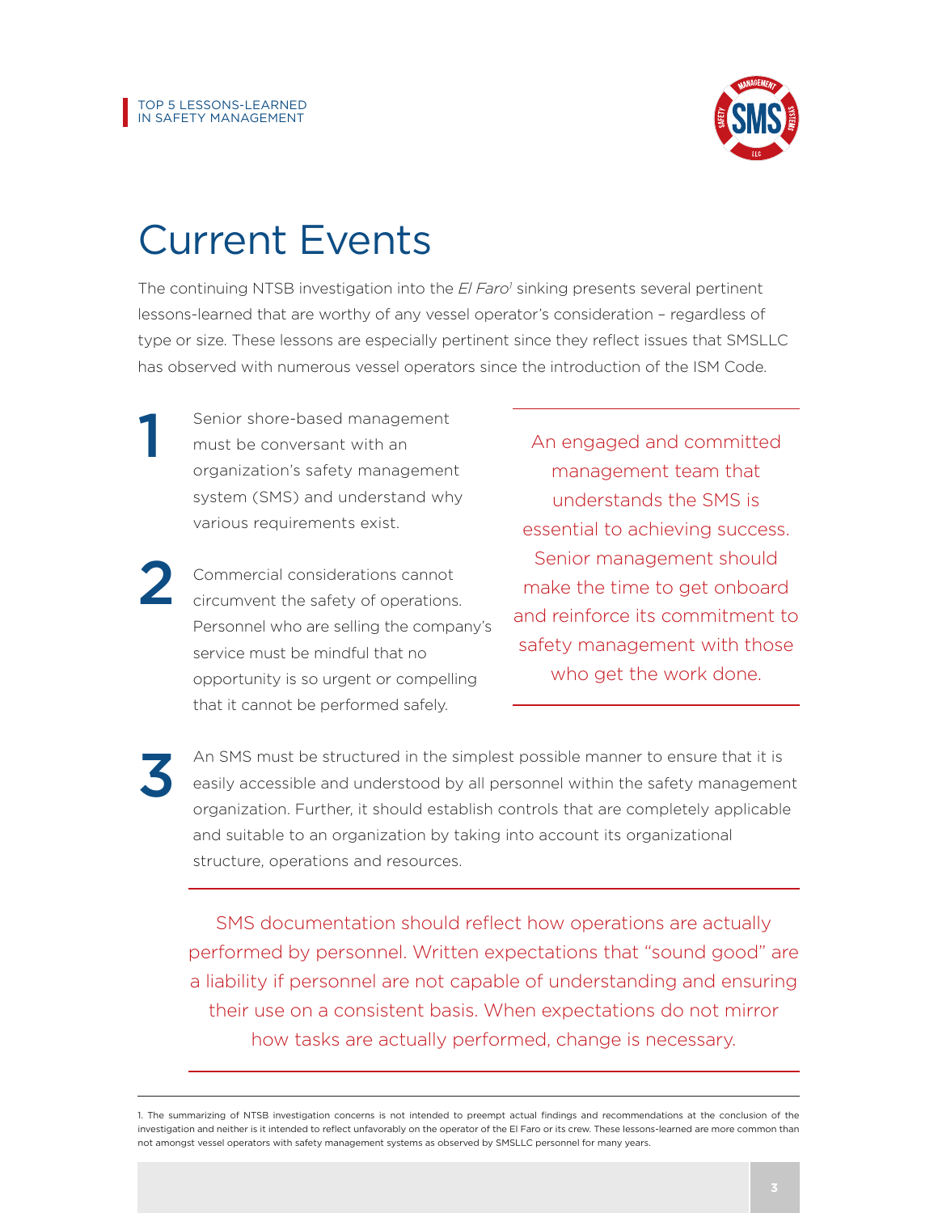# Current Events

The continuing NTSB investigation into the *El Faro*[1] sinking presents several pertinent lessons-learned that are worthy of any vessel operator's consideration – regardless of type or size. These lessons are especially pertinent since they reflect issues that SMSLLC has observed with numerous vessel operators since the introduction of the ISM Code.

1. Senior shore-based management must be conversant with an organization's safety management system (SMS) and understand why various requirements exist.

2. Commercial considerations cannot circumvent the safety of operations. Personnel who are selling the company's service must be mindful that no opportunity is so urgent or compelling that it cannot be performed safely.

> An engaged and committed management team that understands the SMS is essential to achieving success. Senior management should make the time to get onboard and reinforce its commitment to safety management with those who get the work done.

3. An SMS must be structured in the simplest possible manner to ensure that it is easily accessible and understood by all personnel within the safety management organization. Further, it should establish controls that are completely applicable and suitable to an organization by taking into account its organizational structure, operations and resources.

> SMS documentation should reflect how operations are actually performed by personnel. Written expectations that "sound good" are a liability if personnel are not capable of understanding and ensuring their use on a consistent basis. When expectations do not mirror how tasks are actually performed, change is necessary.

1. The summarizing of NTSB investigation concerns is not intended to preempt actual findings and recommendations at the conclusion of the investigation and neither is it intended to reflect unfavorably on the operator of the El Faro or its crew. These lessons-learned are more common than not amongst vessel operators with safety management systems as observed by SMSLLC personnel for many years.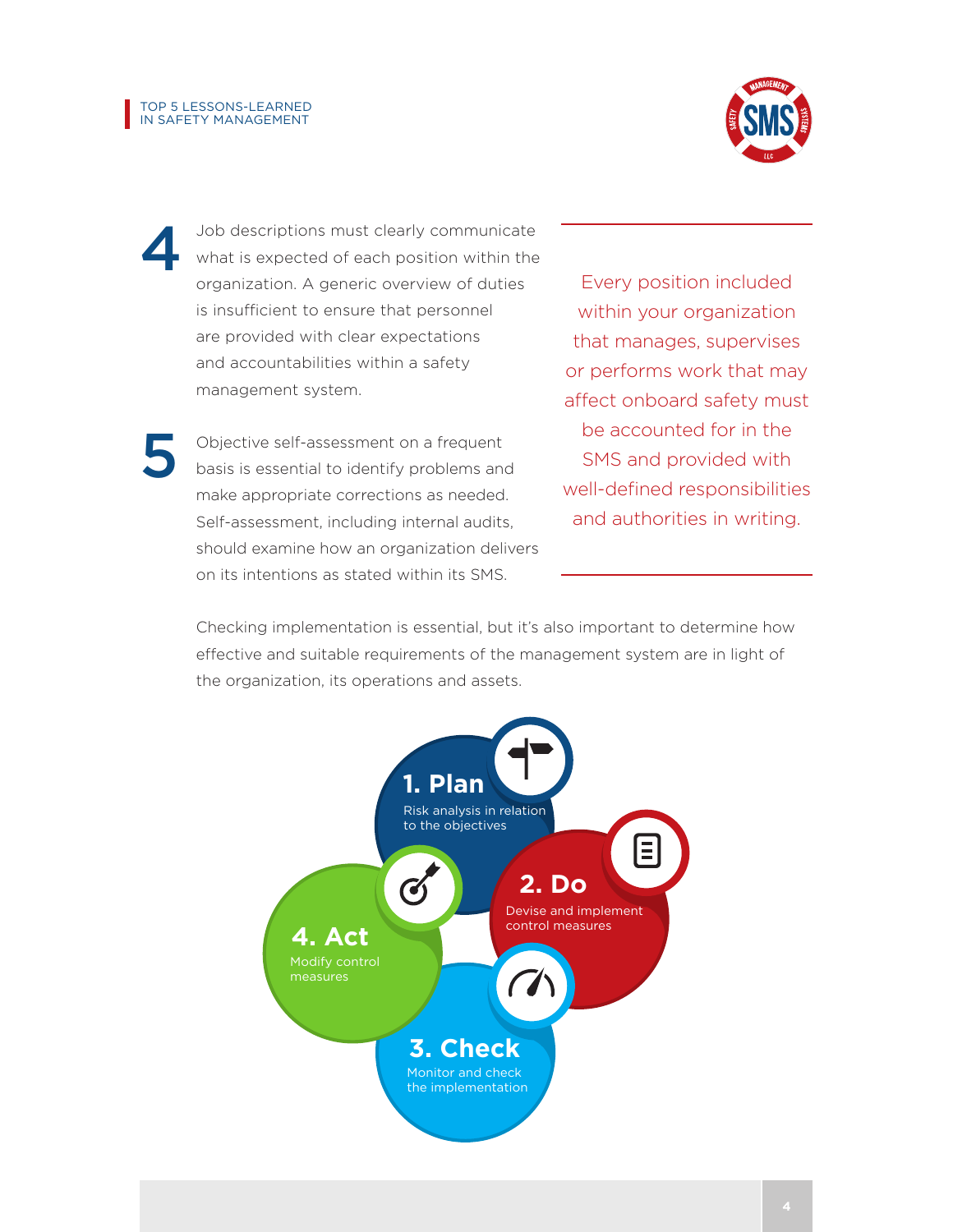**4** Job descriptions must clearly communicate what is expected of each position within the organization. A generic overview of duties is insufficient to ensure that personnel are provided with clear expectations and accountabilities within a safety management system.

**5** Objective self-assessment on a frequent basis is essential to identify problems and make appropriate corrections as needed. Self-assessment, including internal audits, should examine how an organization delivers on its intentions as stated within its SMS.

> Every position included within your organization that manages, supervises or performs work that may affect onboard safety must be accounted for in the SMS and provided with well-defined responsibilities and authorities in writing.

Checking implementation is essential, but it's also important to determine how effective and suitable requirements of the management system are in light of the organization, its operations and assets.

**1. Plan**
Risk analysis in relation to the objectives

**2. Do**
Devise and implement control measures

**3. Check**
Monitor and check the implementation

**4. Act**
Modify control measures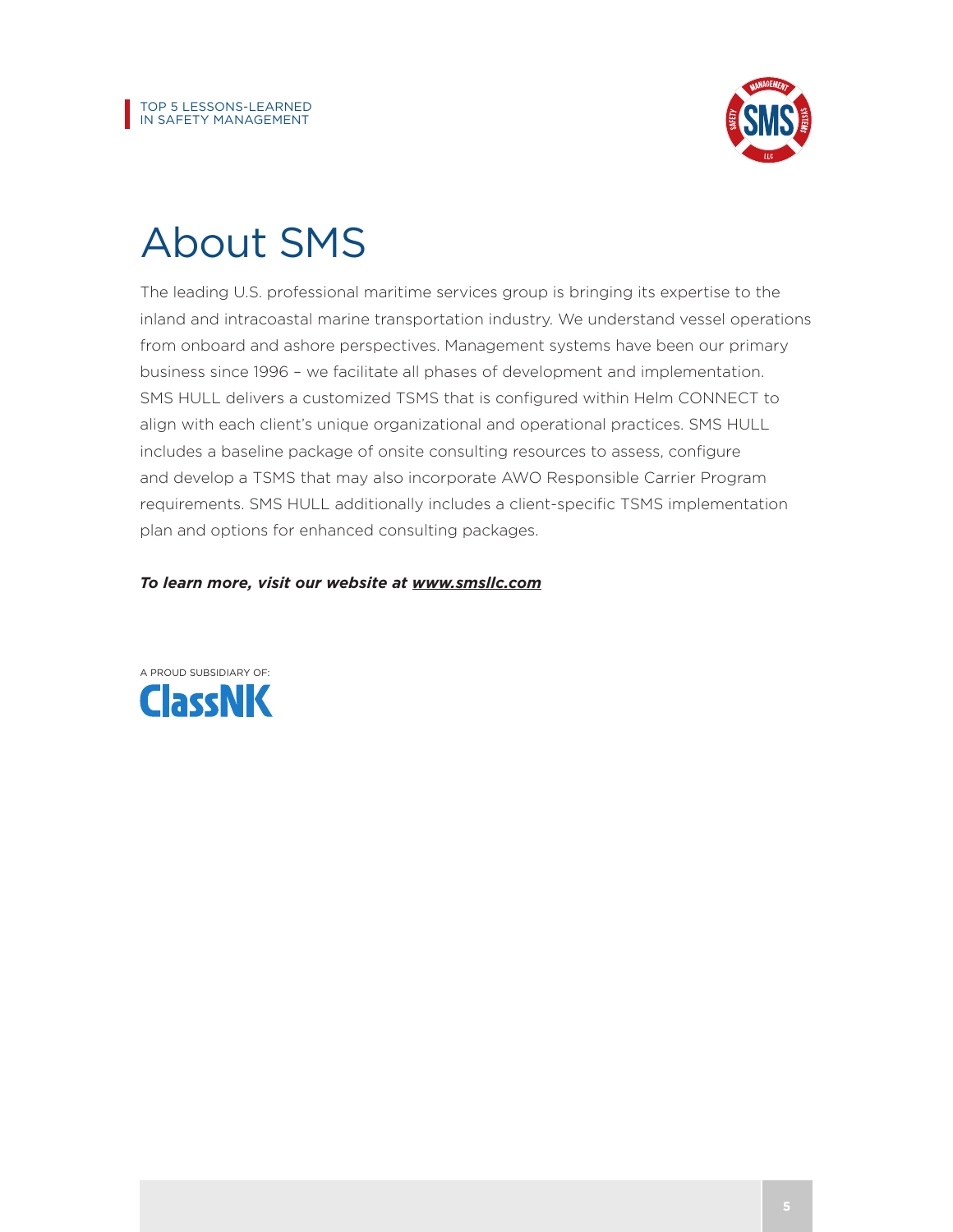# About SMS

The leading U.S. professional maritime services group is bringing its expertise to the inland and intracoastal marine transportation industry. We understand vessel operations from onboard and ashore perspectives. Management systems have been our primary business since 1996 – we facilitate all phases of development and implementation. SMS HULL delivers a customized TSMS that is configured within Helm CONNECT to align with each client's unique organizational and operational practices. SMS HULL includes a baseline package of onsite consulting resources to assess, configure and develop a TSMS that may also incorporate AWO Responsible Carrier Program requirements. SMS HULL additionally includes a client-specific TSMS implementation plan and options for enhanced consulting packages.

***To learn more, visit our website at www.smsllc.com***

A PROUD SUBSIDIARY OF:

ClassNK